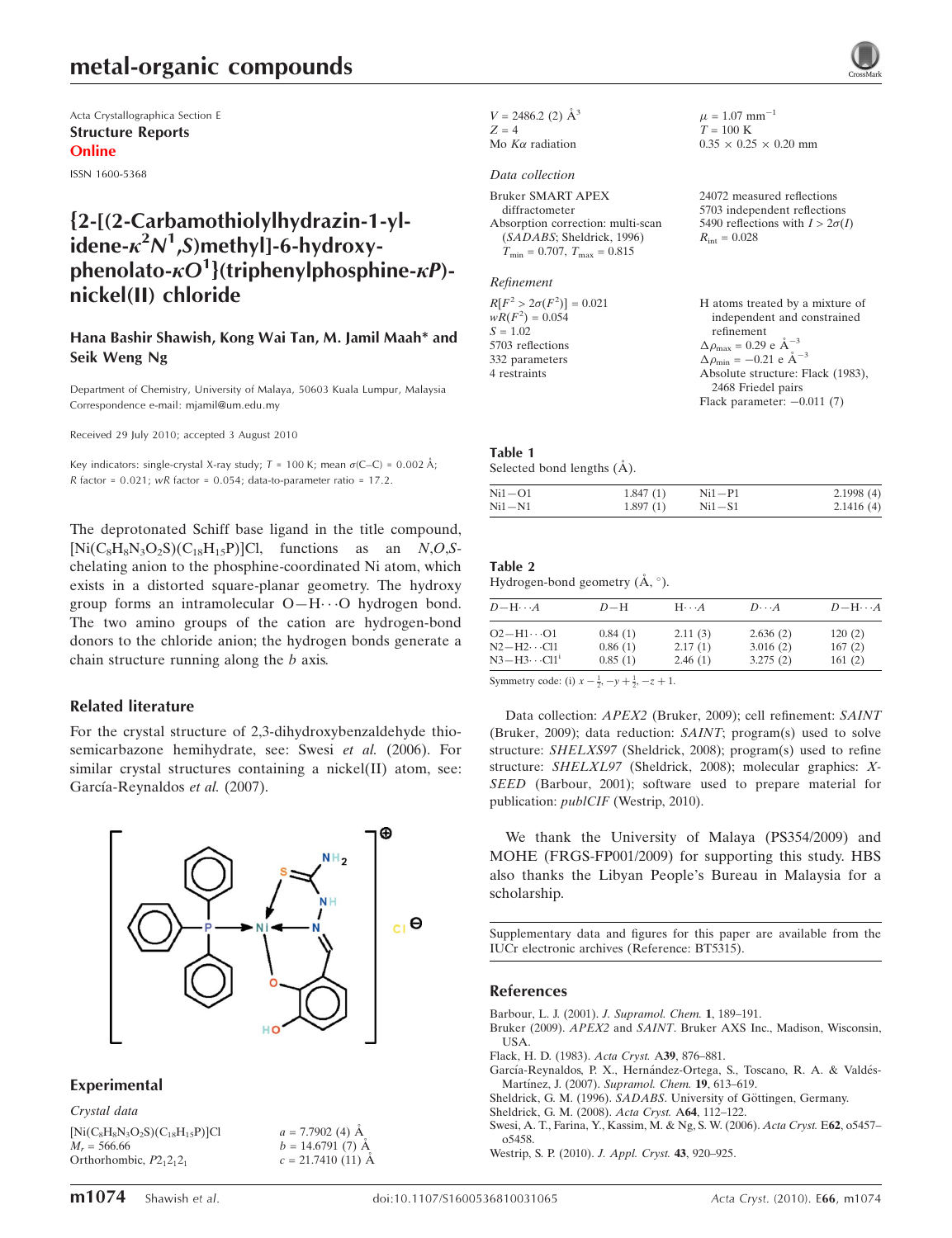# metal-organic compounds

Acta Crystallographica Section E
**Structure Reports**
**Online**

ISSN 1600-5368

## {2-[(2-Carbamothiolylhydrazin-1-ylidene-$\kappa^2N^1$,S)methyl]-6-hydroxyphenolato-$\kappa O^1$}(triphenylphosphine-$\kappa P$)nickel(II) chloride

**Hana Bashir Shawish, Kong Wai Tan, M. Jamil Maah\* and Seik Weng Ng**

Department of Chemistry, University of Malaya, 50603 Kuala Lumpur, Malaysia
Correspondence e-mail: mjamil@um.edu.my

Received 29 July 2010; accepted 3 August 2010

Key indicators: single-crystal X-ray study; $T$ = 100 K; mean $\sigma$(C–C) = 0.002 Å; $R$ factor = 0.021; $wR$ factor = 0.054; data-to-parameter ratio = 17.2.

The deprotonated Schiff base ligand in the title compound, $[Ni(C_8H_8N_3O_2S)(C_{18}H_{15}P)]Cl$, functions as an $N,O,S$-chelating anion to the phosphine-coordinated Ni atom, which exists in a distorted square-planar geometry. The hydroxy group forms an intramolecular O—H⋯O hydrogen bond. The two amino groups of the cation are hydrogen-bond donors to the chloride anion; the hydrogen bonds generate a chain structure running along the $b$ axis.

### Related literature

For the crystal structure of 2,3-dihydroxybenzaldehyde thiosemicarbazone hemihydrate, see: Swesi *et al.* (2006). For similar crystal structures containing a nickel(II) atom, see: García-Reynaldos *et al.* (2007).

### Experimental

*Crystal data*

$[Ni(C_8H_8N_3O_2S)(C_{18}H_{15}P)]Cl$
$M_r$ = 566.66
Orthorhombic, $P2_12_12_1$
$a$ = 7.7902 (4) Å
$b$ = 14.6791 (7) Å
$c$ = 21.7410 (11) Å
$V$ = 2486.2 (2) Å$^3$
$Z$ = 4
Mo $K\alpha$ radiation
$\mu$ = 1.07 mm$^{-1}$
$T$ = 100 K
0.35 × 0.25 × 0.20 mm

*Data collection*

Bruker SMART APEX diffractometer
Absorption correction: multi-scan (*SADABS*; Sheldrick, 1996)
$T_{min}$ = 0.707, $T_{max}$ = 0.815
24072 measured reflections
5703 independent reflections
5490 reflections with $I > 2\sigma(I)$
$R_{int}$ = 0.028

*Refinement*

$R[F^2 > 2\sigma(F^2)]$ = 0.021
$wR(F^2)$ = 0.054
$S$ = 1.02
5703 reflections
332 parameters
4 restraints
H atoms treated by a mixture of independent and constrained refinement
$\Delta\rho_{max}$ = 0.29 e Å$^{-3}$
$\Delta\rho_{min}$ = −0.21 e Å$^{-3}$
Absolute structure: Flack (1983), 2468 Friedel pairs
Flack parameter: −0.011 (7)

**Table 1**
Selected bond lengths (Å).

| | | | |
|---|---|---|---|
| Ni1—O1 | 1.847 (1) | Ni1—P1 | 2.1998 (4) |
| Ni1—N1 | 1.897 (1) | Ni1—S1 | 2.1416 (4) |

**Table 2**
Hydrogen-bond geometry (Å, °).

| $D$—H⋯$A$ | $D$—H | H⋯$A$ | $D$⋯$A$ | $D$—H⋯$A$ |
|---|---|---|---|---|
| O2—H1⋯O1 | 0.84 (1) | 2.11 (3) | 2.636 (2) | 120 (2) |
| N2—H2⋯Cl1 | 0.86 (1) | 2.17 (1) | 3.016 (2) | 167 (2) |
| N3—H3⋯Cl1$^{i}$ | 0.85 (1) | 2.46 (1) | 3.275 (2) | 161 (2) |

Symmetry code: (i) $x - \frac{1}{2}, -y + \frac{1}{2}, -z + 1$.

Data collection: *APEX2* (Bruker, 2009); cell refinement: *SAINT* (Bruker, 2009); data reduction: *SAINT*; program(s) used to solve structure: *SHELXS97* (Sheldrick, 2008); program(s) used to refine structure: *SHELXL97* (Sheldrick, 2008); molecular graphics: *X-SEED* (Barbour, 2001); software used to prepare material for publication: *publCIF* (Westrip, 2010).

We thank the University of Malaya (PS354/2009) and MOHE (FRGS-FP001/2009) for supporting this study. HBS also thanks the Libyan People's Bureau in Malaysia for a scholarship.

Supplementary data and figures for this paper are available from the IUCr electronic archives (Reference: BT5315).

### References

Barbour, L. J. (2001). *J. Supramol. Chem.* **1**, 189–191.
Bruker (2009). *APEX2* and *SAINT*. Bruker AXS Inc., Madison, Wisconsin, USA.
Flack, H. D. (1983). *Acta Cryst.* A**39**, 876–881.
García-Reynaldos, P. X., Hernández-Ortega, S., Toscano, R. A. & Valdés-Martínez, J. (2007). *Supramol. Chem.* **19**, 613–619.
Sheldrick, G. M. (1996). *SADABS*. University of Göttingen, Germany.
Sheldrick, G. M. (2008). *Acta Cryst.* A**64**, 112–122.
Swesi, A. T., Farina, Y., Kassim, M. & Ng, S. W. (2006). *Acta Cryst.* E**62**, o5457–o5458.
Westrip, S. P. (2010). *J. Appl. Cryst.* **43**, 920–925.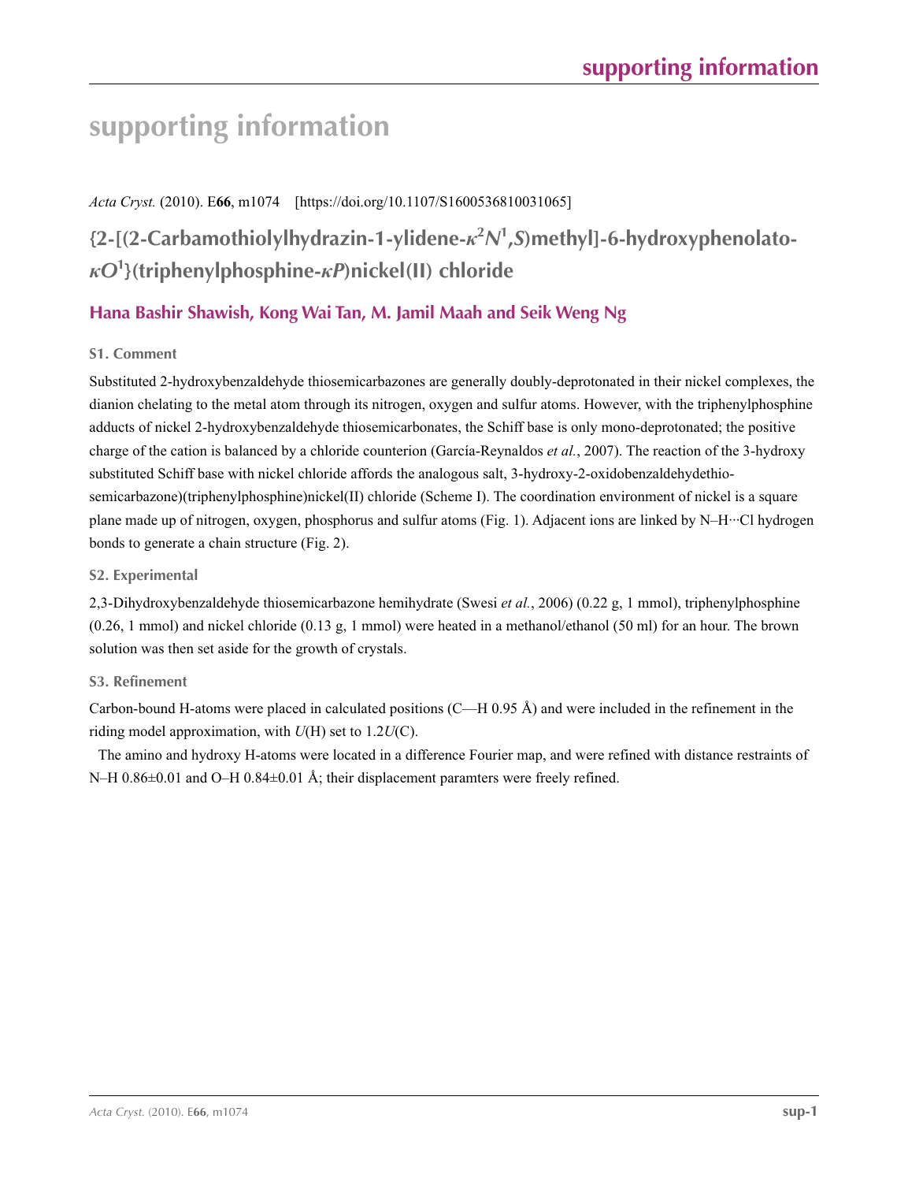# supporting information

*Acta Cryst.* (2010). E**66**, m1074 [https://doi.org/10.1107/S1600536810031065]

## {2-[(2-Carbamothiolylhydrazin-1-ylidene-κ$^2$N$^1$,S)methyl]-6-hydroxyphenolato-κO$^1$}(triphenylphosphine-κP)nickel(II) chloride

### Hana Bashir Shawish, Kong Wai Tan, M. Jamil Maah and Seik Weng Ng

### S1. Comment

Substituted 2-hydroxybenzaldehyde thiosemicarbazones are generally doubly-deprotonated in their nickel complexes, the dianion chelating to the metal atom through its nitrogen, oxygen and sulfur atoms. However, with the triphenylphosphine adducts of nickel 2-hydroxybenzaldehyde thiosemicarbonates, the Schiff base is only mono-deprotonated; the positive charge of the cation is balanced by a chloride counterion (García-Reynaldos *et al.*, 2007). The reaction of the 3-hydroxy substituted Schiff base with nickel chloride affords the analogous salt, 3-hydroxy-2-oxidobenzaldehydethio-semicarbazone)(triphenylphosphine)nickel(II) chloride (Scheme I). The coordination environment of nickel is a square plane made up of nitrogen, oxygen, phosphorus and sulfur atoms (Fig. 1). Adjacent ions are linked by N–H···Cl hydrogen bonds to generate a chain structure (Fig. 2).

### S2. Experimental

2,3-Dihydroxybenzaldehyde thiosemicarbazone hemihydrate (Swesi *et al.*, 2006) (0.22 g, 1 mmol), triphenylphosphine (0.26, 1 mmol) and nickel chloride (0.13 g, 1 mmol) were heated in a methanol/ethanol (50 ml) for an hour. The brown solution was then set aside for the growth of crystals.

### S3. Refinement

Carbon-bound H-atoms were placed in calculated positions (C—H 0.95 Å) and were included in the refinement in the riding model approximation, with *U*(H) set to 1.2*U*(C).

The amino and hydroxy H-atoms were located in a difference Fourier map, and were refined with distance restraints of N–H 0.86±0.01 and O–H 0.84±0.01 Å; their displacement paramters were freely refined.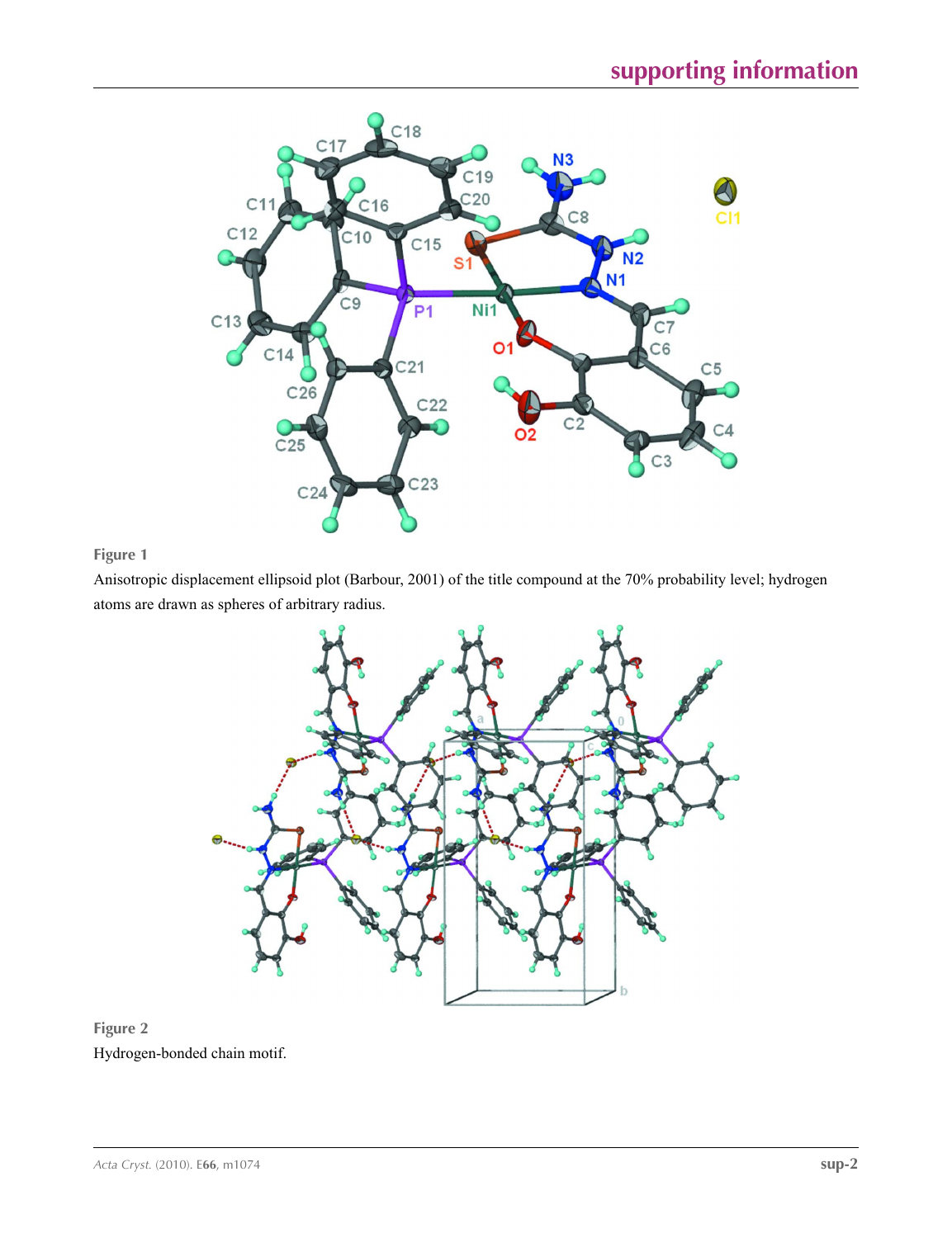**Figure 1**

Anisotropic displacement ellipsoid plot (Barbour, 2001) of the title compound at the 70% probability level; hydrogen atoms are drawn as spheres of arbitrary radius.

**Figure 2**

Hydrogen-bonded chain motif.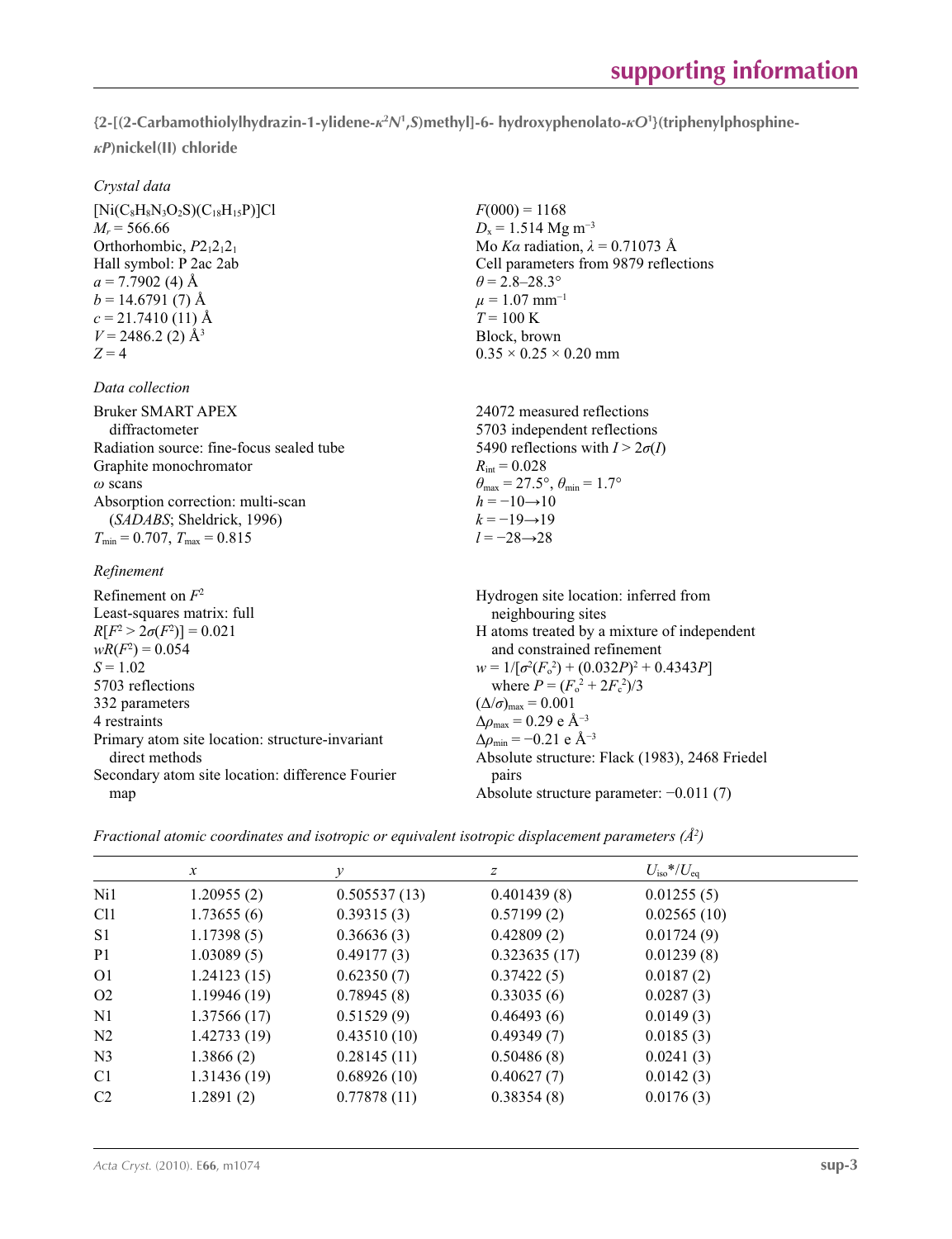**{2-[(2-Carbamothiolylhydrazin-1-ylidene-$\kappa^2N^1$,$S$)methyl]-6- hydroxyphenolato-$\kappa O^1$}(triphenylphosphine-$\kappa P$)nickel(II) chloride**

*Crystal data*

| | |
|---|---|
| $[Ni(C_8H_8N_3O_2S)(C_{18}H_{15}P)]Cl$ | $F(000) = 1168$ |
| $M_r = 566.66$ | $D_x = 1.514$ Mg m$^{-3}$ |
| Orthorhombic, $P2_12_12_1$ | Mo $K\alpha$ radiation, $\lambda = 0.71073$ Å |
| Hall symbol: P 2ac 2ab | Cell parameters from 9879 reflections |
| $a = 7.7902$ (4) Å | $\theta = 2.8–28.3°$ |
| $b = 14.6791$ (7) Å | $\mu = 1.07$ mm$^{-1}$ |
| $c = 21.7410$ (11) Å | $T = 100$ K |
| $V = 2486.2$ (2) Å$^3$ | Block, brown |
| $Z = 4$ | $0.35 \times 0.25 \times 0.20$ mm |

*Data collection*

| | |
|---|---|
| Bruker SMART APEX diffractometer | 24072 measured reflections |
| Radiation source: fine-focus sealed tube | 5703 independent reflections |
| Graphite monochromator | 5490 reflections with $I > 2\sigma(I)$ |
| $\omega$ scans | $R_{int} = 0.028$ |
| Absorption correction: multi-scan (*SADABS*; Sheldrick, 1996) | $\theta_{max} = 27.5°$, $\theta_{min} = 1.7°$ |
| $T_{min} = 0.707$, $T_{max} = 0.815$ | $h = -10 \rightarrow 10$ |
| | $k = -19 \rightarrow 19$ |
| | $l = -28 \rightarrow 28$ |

*Refinement*

| | |
|---|---|
| Refinement on $F^2$ | Hydrogen site location: inferred from neighbouring sites |
| Least-squares matrix: full | H atoms treated by a mixture of independent and constrained refinement |
| $R[F^2 > 2\sigma(F^2)] = 0.021$ | $w = 1/[\sigma^2(F_o^2) + (0.032P)^2 + 0.4343P]$ where $P = (F_o^2 + 2F_c^2)/3$ |
| $wR(F^2) = 0.054$ | $(\Delta/\sigma)_{max} = 0.001$ |
| $S = 1.02$ | $\Delta\rho_{max} = 0.29$ e Å$^{-3}$ |
| 5703 reflections | $\Delta\rho_{min} = -0.21$ e Å$^{-3}$ |
| 332 parameters | Absolute structure: Flack (1983), 2468 Friedel pairs |
| 4 restraints | Absolute structure parameter: −0.011 (7) |
| Primary atom site location: structure-invariant direct methods | |
| Secondary atom site location: difference Fourier map | |

*Fractional atomic coordinates and isotropic or equivalent isotropic displacement parameters (Å$^2$)*

| | $x$ | $y$ | $z$ | $U_{iso}$\*/$U_{eq}$ |
|---|---|---|---|---|
| Ni1 | 1.20955 (2) | 0.505537 (13) | 0.401439 (8) | 0.01255 (5) |
| Cl1 | 1.73655 (6) | 0.39315 (3) | 0.57199 (2) | 0.02565 (10) |
| S1 | 1.17398 (5) | 0.36636 (3) | 0.42809 (2) | 0.01724 (9) |
| P1 | 1.03089 (5) | 0.49177 (3) | 0.323635 (17) | 0.01239 (8) |
| O1 | 1.24123 (15) | 0.62350 (7) | 0.37422 (5) | 0.0187 (2) |
| O2 | 1.19946 (19) | 0.78945 (8) | 0.33035 (6) | 0.0287 (3) |
| N1 | 1.37566 (17) | 0.51529 (9) | 0.46493 (6) | 0.0149 (3) |
| N2 | 1.42733 (19) | 0.43510 (10) | 0.49349 (7) | 0.0185 (3) |
| N3 | 1.3866 (2) | 0.28145 (11) | 0.50486 (8) | 0.0241 (3) |
| C1 | 1.31436 (19) | 0.68926 (10) | 0.40627 (7) | 0.0142 (3) |
| C2 | 1.2891 (2) | 0.77878 (11) | 0.38354 (8) | 0.0176 (3) |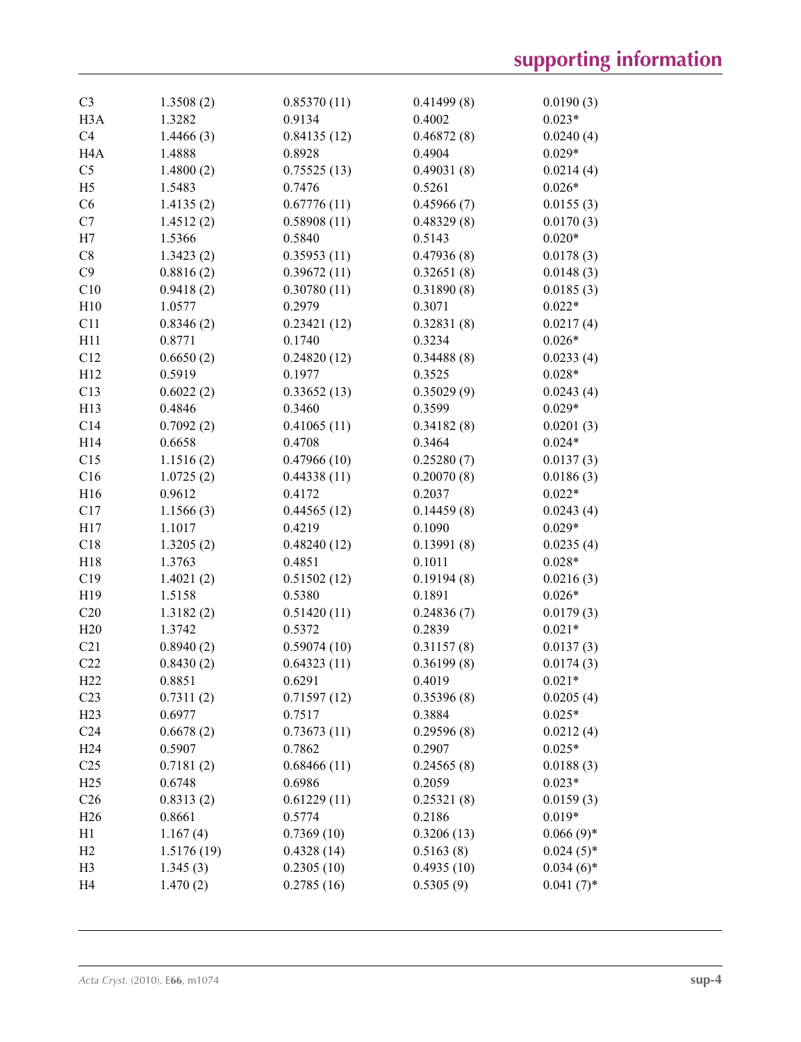| | | | | |
|---|---|---|---|---|
| C3 | 1.3508 (2) | 0.85370 (11) | 0.41499 (8) | 0.0190 (3) |
| H3A | 1.3282 | 0.9134 | 0.4002 | 0.023* |
| C4 | 1.4466 (3) | 0.84135 (12) | 0.46872 (8) | 0.0240 (4) |
| H4A | 1.4888 | 0.8928 | 0.4904 | 0.029* |
| C5 | 1.4800 (2) | 0.75525 (13) | 0.49031 (8) | 0.0214 (4) |
| H5 | 1.5483 | 0.7476 | 0.5261 | 0.026* |
| C6 | 1.4135 (2) | 0.67776 (11) | 0.45966 (7) | 0.0155 (3) |
| C7 | 1.4512 (2) | 0.58908 (11) | 0.48329 (8) | 0.0170 (3) |
| H7 | 1.5366 | 0.5840 | 0.5143 | 0.020* |
| C8 | 1.3423 (2) | 0.35953 (11) | 0.47936 (8) | 0.0178 (3) |
| C9 | 0.8816 (2) | 0.39672 (11) | 0.32651 (8) | 0.0148 (3) |
| C10 | 0.9418 (2) | 0.30780 (11) | 0.31890 (8) | 0.0185 (3) |
| H10 | 1.0577 | 0.2979 | 0.3071 | 0.022* |
| C11 | 0.8346 (2) | 0.23421 (12) | 0.32831 (8) | 0.0217 (4) |
| H11 | 0.8771 | 0.1740 | 0.3234 | 0.026* |
| C12 | 0.6650 (2) | 0.24820 (12) | 0.34488 (8) | 0.0233 (4) |
| H12 | 0.5919 | 0.1977 | 0.3525 | 0.028* |
| C13 | 0.6022 (2) | 0.33652 (13) | 0.35029 (9) | 0.0243 (4) |
| H13 | 0.4846 | 0.3460 | 0.3599 | 0.029* |
| C14 | 0.7092 (2) | 0.41065 (11) | 0.34182 (8) | 0.0201 (3) |
| H14 | 0.6658 | 0.4708 | 0.3464 | 0.024* |
| C15 | 1.1516 (2) | 0.47966 (10) | 0.25280 (7) | 0.0137 (3) |
| C16 | 1.0725 (2) | 0.44338 (11) | 0.20070 (8) | 0.0186 (3) |
| H16 | 0.9612 | 0.4172 | 0.2037 | 0.022* |
| C17 | 1.1566 (3) | 0.44565 (12) | 0.14459 (8) | 0.0243 (4) |
| H17 | 1.1017 | 0.4219 | 0.1090 | 0.029* |
| C18 | 1.3205 (2) | 0.48240 (12) | 0.13991 (8) | 0.0235 (4) |
| H18 | 1.3763 | 0.4851 | 0.1011 | 0.028* |
| C19 | 1.4021 (2) | 0.51502 (12) | 0.19194 (8) | 0.0216 (3) |
| H19 | 1.5158 | 0.5380 | 0.1891 | 0.026* |
| C20 | 1.3182 (2) | 0.51420 (11) | 0.24836 (7) | 0.0179 (3) |
| H20 | 1.3742 | 0.5372 | 0.2839 | 0.021* |
| C21 | 0.8940 (2) | 0.59074 (10) | 0.31157 (8) | 0.0137 (3) |
| C22 | 0.8430 (2) | 0.64323 (11) | 0.36199 (8) | 0.0174 (3) |
| H22 | 0.8851 | 0.6291 | 0.4019 | 0.021* |
| C23 | 0.7311 (2) | 0.71597 (12) | 0.35396 (8) | 0.0205 (4) |
| H23 | 0.6977 | 0.7517 | 0.3884 | 0.025* |
| C24 | 0.6678 (2) | 0.73673 (11) | 0.29596 (8) | 0.0212 (4) |
| H24 | 0.5907 | 0.7862 | 0.2907 | 0.025* |
| C25 | 0.7181 (2) | 0.68466 (11) | 0.24565 (8) | 0.0188 (3) |
| H25 | 0.6748 | 0.6986 | 0.2059 | 0.023* |
| C26 | 0.8313 (2) | 0.61229 (11) | 0.25321 (8) | 0.0159 (3) |
| H26 | 0.8661 | 0.5774 | 0.2186 | 0.019* |
| H1 | 1.167 (4) | 0.7369 (10) | 0.3206 (13) | 0.066 (9)* |
| H2 | 1.5176 (19) | 0.4328 (14) | 0.5163 (8) | 0.024 (5)* |
| H3 | 1.345 (3) | 0.2305 (10) | 0.4935 (10) | 0.034 (6)* |
| H4 | 1.470 (2) | 0.2785 (16) | 0.5305 (9) | 0.041 (7)* |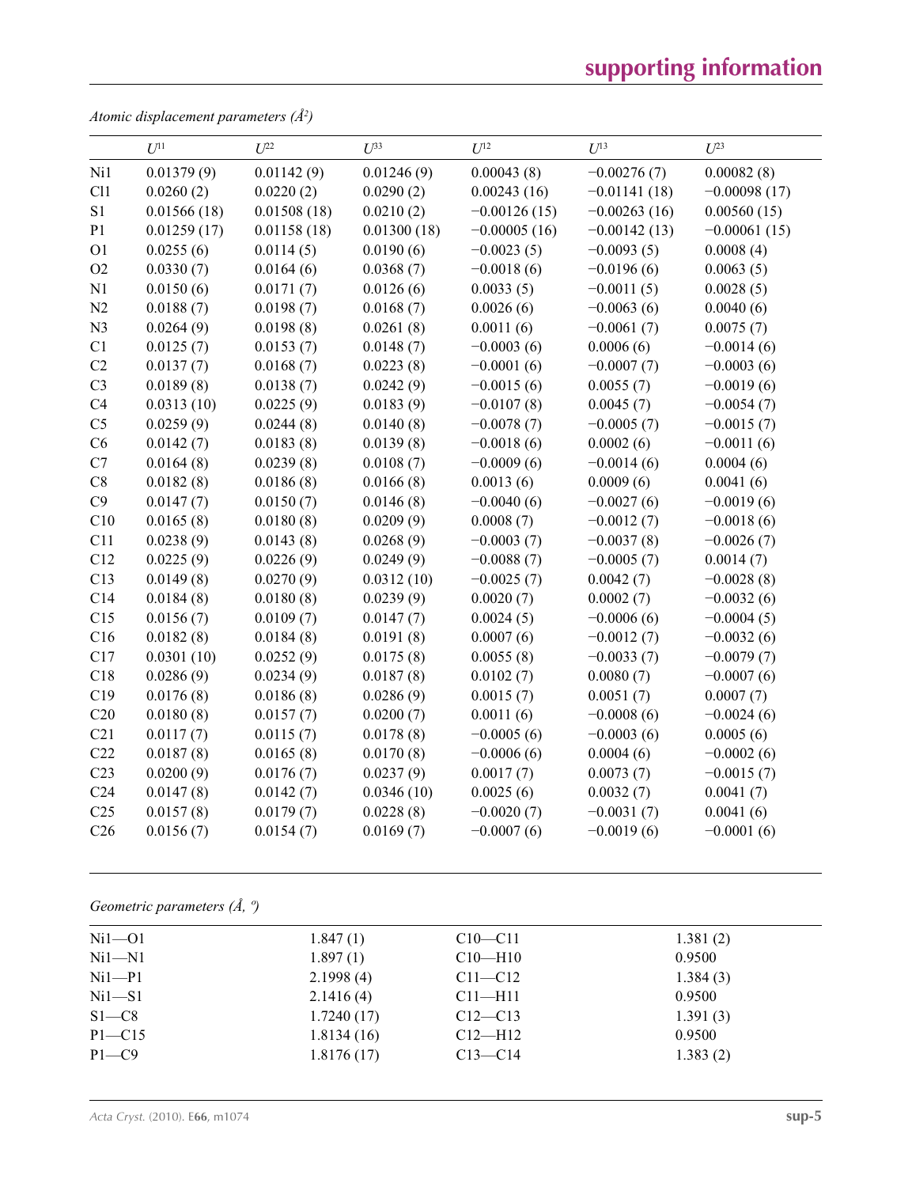*Atomic displacement parameters (Å$^2$)*

| | $U^{11}$ | $U^{22}$ | $U^{33}$ | $U^{12}$ | $U^{13}$ | $U^{23}$ |
|---|---|---|---|---|---|---|
| Ni1 | 0.01379 (9) | 0.01142 (9) | 0.01246 (9) | 0.00043 (8) | −0.00276 (7) | 0.00082 (8) |
| Cl1 | 0.0260 (2) | 0.0220 (2) | 0.0290 (2) | 0.00243 (16) | −0.01141 (18) | −0.00098 (17) |
| S1 | 0.01566 (18) | 0.01508 (18) | 0.0210 (2) | −0.00126 (15) | −0.00263 (16) | 0.00560 (15) |
| P1 | 0.01259 (17) | 0.01158 (18) | 0.01300 (18) | −0.00005 (16) | −0.00142 (13) | −0.00061 (15) |
| O1 | 0.0255 (6) | 0.0114 (5) | 0.0190 (6) | −0.0023 (5) | −0.0093 (5) | 0.0008 (4) |
| O2 | 0.0330 (7) | 0.0164 (6) | 0.0368 (7) | −0.0018 (6) | −0.0196 (6) | 0.0063 (5) |
| N1 | 0.0150 (6) | 0.0171 (7) | 0.0126 (6) | 0.0033 (5) | −0.0011 (5) | 0.0028 (5) |
| N2 | 0.0188 (7) | 0.0198 (7) | 0.0168 (7) | 0.0026 (6) | −0.0063 (6) | 0.0040 (6) |
| N3 | 0.0264 (9) | 0.0198 (8) | 0.0261 (8) | 0.0011 (6) | −0.0061 (7) | 0.0075 (7) |
| C1 | 0.0125 (7) | 0.0153 (7) | 0.0148 (7) | −0.0003 (6) | 0.0006 (6) | −0.0014 (6) |
| C2 | 0.0137 (7) | 0.0168 (7) | 0.0223 (8) | −0.0001 (6) | −0.0007 (7) | −0.0003 (6) |
| C3 | 0.0189 (8) | 0.0138 (7) | 0.0242 (9) | −0.0015 (6) | 0.0055 (7) | −0.0019 (6) |
| C4 | 0.0313 (10) | 0.0225 (9) | 0.0183 (9) | −0.0107 (8) | 0.0045 (7) | −0.0054 (7) |
| C5 | 0.0259 (9) | 0.0244 (8) | 0.0140 (8) | −0.0078 (7) | −0.0005 (7) | −0.0015 (7) |
| C6 | 0.0142 (7) | 0.0183 (8) | 0.0139 (8) | −0.0018 (6) | 0.0002 (6) | −0.0011 (6) |
| C7 | 0.0164 (8) | 0.0239 (8) | 0.0108 (7) | −0.0009 (6) | −0.0014 (6) | 0.0004 (6) |
| C8 | 0.0182 (8) | 0.0186 (8) | 0.0166 (8) | 0.0013 (6) | 0.0009 (6) | 0.0041 (6) |
| C9 | 0.0147 (7) | 0.0150 (7) | 0.0146 (8) | −0.0040 (6) | −0.0027 (6) | −0.0019 (6) |
| C10 | 0.0165 (8) | 0.0180 (8) | 0.0209 (9) | 0.0008 (7) | −0.0012 (7) | −0.0018 (6) |
| C11 | 0.0238 (9) | 0.0143 (8) | 0.0268 (9) | −0.0003 (7) | −0.0037 (8) | −0.0026 (7) |
| C12 | 0.0225 (9) | 0.0226 (9) | 0.0249 (9) | −0.0088 (7) | −0.0005 (7) | 0.0014 (7) |
| C13 | 0.0149 (8) | 0.0270 (9) | 0.0312 (10) | −0.0025 (7) | 0.0042 (7) | −0.0028 (8) |
| C14 | 0.0184 (8) | 0.0180 (8) | 0.0239 (9) | 0.0020 (7) | 0.0002 (7) | −0.0032 (6) |
| C15 | 0.0156 (7) | 0.0109 (7) | 0.0147 (7) | 0.0024 (5) | −0.0006 (6) | −0.0004 (5) |
| C16 | 0.0182 (8) | 0.0184 (8) | 0.0191 (8) | 0.0007 (6) | −0.0012 (7) | −0.0032 (6) |
| C17 | 0.0301 (10) | 0.0252 (9) | 0.0175 (8) | 0.0055 (8) | −0.0033 (7) | −0.0079 (7) |
| C18 | 0.0286 (9) | 0.0234 (9) | 0.0187 (8) | 0.0102 (7) | 0.0080 (7) | −0.0007 (6) |
| C19 | 0.0176 (8) | 0.0186 (8) | 0.0286 (9) | 0.0015 (7) | 0.0051 (7) | 0.0007 (7) |
| C20 | 0.0180 (8) | 0.0157 (7) | 0.0200 (7) | 0.0011 (6) | −0.0008 (6) | −0.0024 (6) |
| C21 | 0.0117 (7) | 0.0115 (7) | 0.0178 (8) | −0.0005 (6) | −0.0003 (6) | 0.0005 (6) |
| C22 | 0.0187 (8) | 0.0165 (8) | 0.0170 (8) | −0.0006 (6) | 0.0004 (6) | −0.0002 (6) |
| C23 | 0.0200 (9) | 0.0176 (7) | 0.0237 (9) | 0.0017 (7) | 0.0073 (7) | −0.0015 (7) |
| C24 | 0.0147 (8) | 0.0142 (7) | 0.0346 (10) | 0.0025 (6) | 0.0032 (7) | 0.0041 (7) |
| C25 | 0.0157 (8) | 0.0179 (7) | 0.0228 (8) | −0.0020 (7) | −0.0031 (7) | 0.0041 (6) |
| C26 | 0.0156 (7) | 0.0154 (7) | 0.0169 (7) | −0.0007 (6) | −0.0019 (6) | −0.0001 (6) |

*Geometric parameters (Å, º)*

| | | | |
|---|---|---|---|
| Ni1—O1 | 1.847 (1) | C10—C11 | 1.381 (2) |
| Ni1—N1 | 1.897 (1) | C10—H10 | 0.9500 |
| Ni1—P1 | 2.1998 (4) | C11—C12 | 1.384 (3) |
| Ni1—S1 | 2.1416 (4) | C11—H11 | 0.9500 |
| S1—C8 | 1.7240 (17) | C12—C13 | 1.391 (3) |
| P1—C15 | 1.8134 (16) | C12—H12 | 0.9500 |
| P1—C9 | 1.8176 (17) | C13—C14 | 1.383 (2) |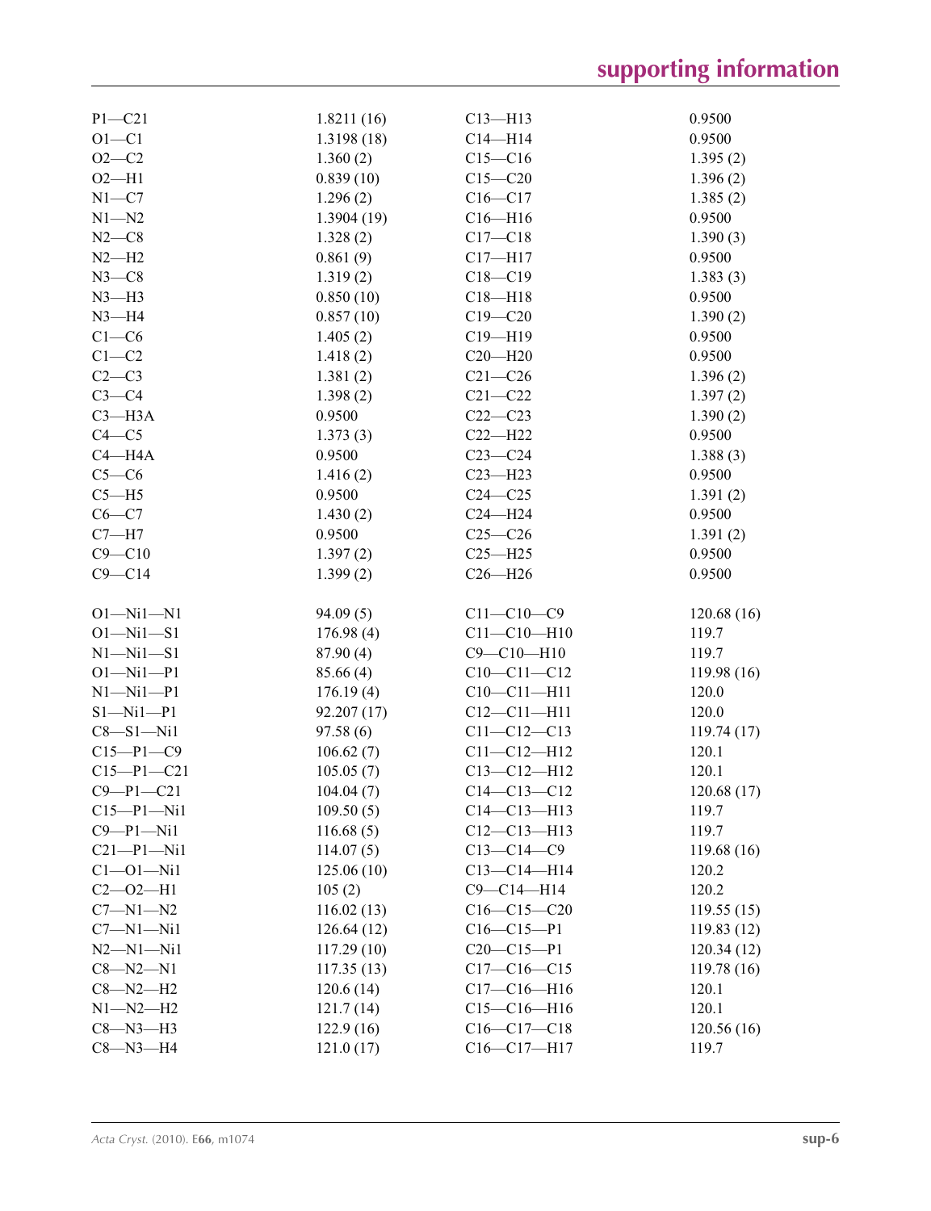| | | | |
|---|---|---|---|
| P1—C21 | 1.8211 (16) | C13—H13 | 0.9500 |
| O1—C1 | 1.3198 (18) | C14—H14 | 0.9500 |
| O2—C2 | 1.360 (2) | C15—C16 | 1.395 (2) |
| O2—H1 | 0.839 (10) | C15—C20 | 1.396 (2) |
| N1—C7 | 1.296 (2) | C16—C17 | 1.385 (2) |
| N1—N2 | 1.3904 (19) | C16—H16 | 0.9500 |
| N2—C8 | 1.328 (2) | C17—C18 | 1.390 (3) |
| N2—H2 | 0.861 (9) | C17—H17 | 0.9500 |
| N3—C8 | 1.319 (2) | C18—C19 | 1.383 (3) |
| N3—H3 | 0.850 (10) | C18—H18 | 0.9500 |
| N3—H4 | 0.857 (10) | C19—C20 | 1.390 (2) |
| C1—C6 | 1.405 (2) | C19—H19 | 0.9500 |
| C1—C2 | 1.418 (2) | C20—H20 | 0.9500 |
| C2—C3 | 1.381 (2) | C21—C26 | 1.396 (2) |
| C3—C4 | 1.398 (2) | C21—C22 | 1.397 (2) |
| C3—H3A | 0.9500 | C22—C23 | 1.390 (2) |
| C4—C5 | 1.373 (3) | C22—H22 | 0.9500 |
| C4—H4A | 0.9500 | C23—C24 | 1.388 (3) |
| C5—C6 | 1.416 (2) | C23—H23 | 0.9500 |
| C5—H5 | 0.9500 | C24—C25 | 1.391 (2) |
| C6—C7 | 1.430 (2) | C24—H24 | 0.9500 |
| C7—H7 | 0.9500 | C25—C26 | 1.391 (2) |
| C9—C10 | 1.397 (2) | C25—H25 | 0.9500 |
| C9—C14 | 1.399 (2) | C26—H26 | 0.9500 |

| | | | |
|---|---|---|---|
| O1—Ni1—N1 | 94.09 (5) | C11—C10—C9 | 120.68 (16) |
| O1—Ni1—S1 | 176.98 (4) | C11—C10—H10 | 119.7 |
| N1—Ni1—S1 | 87.90 (4) | C9—C10—H10 | 119.7 |
| O1—Ni1—P1 | 85.66 (4) | C10—C11—C12 | 119.98 (16) |
| N1—Ni1—P1 | 176.19 (4) | C10—C11—H11 | 120.0 |
| S1—Ni1—P1 | 92.207 (17) | C12—C11—H11 | 120.0 |
| C8—S1—Ni1 | 97.58 (6) | C11—C12—C13 | 119.74 (17) |
| C15—P1—C9 | 106.62 (7) | C11—C12—H12 | 120.1 |
| C15—P1—C21 | 105.05 (7) | C13—C12—H12 | 120.1 |
| C9—P1—C21 | 104.04 (7) | C14—C13—C12 | 120.68 (17) |
| C15—P1—Ni1 | 109.50 (5) | C14—C13—H13 | 119.7 |
| C9—P1—Ni1 | 116.68 (5) | C12—C13—H13 | 119.7 |
| C21—P1—Ni1 | 114.07 (5) | C13—C14—C9 | 119.68 (16) |
| C1—O1—Ni1 | 125.06 (10) | C13—C14—H14 | 120.2 |
| C2—O2—H1 | 105 (2) | C9—C14—H14 | 120.2 |
| C7—N1—N2 | 116.02 (13) | C16—C15—C20 | 119.55 (15) |
| C7—N1—Ni1 | 126.64 (12) | C16—C15—P1 | 119.83 (12) |
| N2—N1—Ni1 | 117.29 (10) | C20—C15—P1 | 120.34 (12) |
| C8—N2—N1 | 117.35 (13) | C17—C16—C15 | 119.78 (16) |
| C8—N2—H2 | 120.6 (14) | C17—C16—H16 | 120.1 |
| N1—N2—H2 | 121.7 (14) | C15—C16—H16 | 120.1 |
| C8—N3—H3 | 122.9 (16) | C16—C17—C18 | 120.56 (16) |
| C8—N3—H4 | 121.0 (17) | C16—C17—H17 | 119.7 |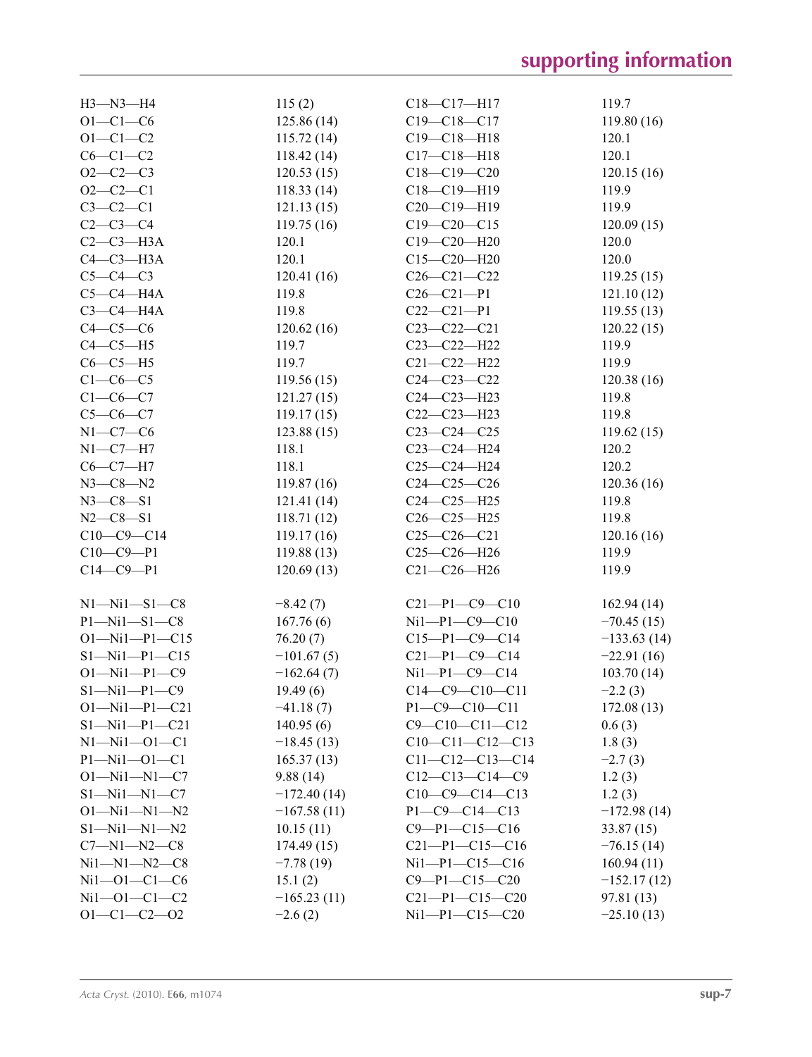| | | | |
|---|---|---|---|
| H3—N3—H4 | 115 (2) | C18—C17—H17 | 119.7 |
| O1—C1—C6 | 125.86 (14) | C19—C18—C17 | 119.80 (16) |
| O1—C1—C2 | 115.72 (14) | C19—C18—H18 | 120.1 |
| C6—C1—C2 | 118.42 (14) | C17—C18—H18 | 120.1 |
| O2—C2—C3 | 120.53 (15) | C18—C19—C20 | 120.15 (16) |
| O2—C2—C1 | 118.33 (14) | C18—C19—H19 | 119.9 |
| C3—C2—C1 | 121.13 (15) | C20—C19—H19 | 119.9 |
| C2—C3—C4 | 119.75 (16) | C19—C20—C15 | 120.09 (15) |
| C2—C3—H3A | 120.1 | C19—C20—H20 | 120.0 |
| C4—C3—H3A | 120.1 | C15—C20—H20 | 120.0 |
| C5—C4—C3 | 120.41 (16) | C26—C21—C22 | 119.25 (15) |
| C5—C4—H4A | 119.8 | C26—C21—P1 | 121.10 (12) |
| C3—C4—H4A | 119.8 | C22—C21—P1 | 119.55 (13) |
| C4—C5—C6 | 120.62 (16) | C23—C22—C21 | 120.22 (15) |
| C4—C5—H5 | 119.7 | C23—C22—H22 | 119.9 |
| C6—C5—H5 | 119.7 | C21—C22—H22 | 119.9 |
| C1—C6—C5 | 119.56 (15) | C24—C23—C22 | 120.38 (16) |
| C1—C6—C7 | 121.27 (15) | C24—C23—H23 | 119.8 |
| C5—C6—C7 | 119.17 (15) | C22—C23—H23 | 119.8 |
| N1—C7—C6 | 123.88 (15) | C23—C24—C25 | 119.62 (15) |
| N1—C7—H7 | 118.1 | C23—C24—H24 | 120.2 |
| C6—C7—H7 | 118.1 | C25—C24—H24 | 120.2 |
| N3—C8—N2 | 119.87 (16) | C24—C25—C26 | 120.36 (16) |
| N3—C8—S1 | 121.41 (14) | C24—C25—H25 | 119.8 |
| N2—C8—S1 | 118.71 (12) | C26—C25—H25 | 119.8 |
| C10—C9—C14 | 119.17 (16) | C25—C26—C21 | 120.16 (16) |
| C10—C9—P1 | 119.88 (13) | C25—C26—H26 | 119.9 |
| C14—C9—P1 | 120.69 (13) | C21—C26—H26 | 119.9 |

| | | | |
|---|---|---|---|
| N1—Ni1—S1—C8 | −8.42 (7) | C21—P1—C9—C10 | 162.94 (14) |
| P1—Ni1—S1—C8 | 167.76 (6) | Ni1—P1—C9—C10 | −70.45 (15) |
| O1—Ni1—P1—C15 | 76.20 (7) | C15—P1—C9—C14 | −133.63 (14) |
| S1—Ni1—P1—C15 | −101.67 (5) | C21—P1—C9—C14 | −22.91 (16) |
| O1—Ni1—P1—C9 | −162.64 (7) | Ni1—P1—C9—C14 | 103.70 (14) |
| S1—Ni1—P1—C9 | 19.49 (6) | C14—C9—C10—C11 | −2.2 (3) |
| O1—Ni1—P1—C21 | −41.18 (7) | P1—C9—C10—C11 | 172.08 (13) |
| S1—Ni1—P1—C21 | 140.95 (6) | C9—C10—C11—C12 | 0.6 (3) |
| N1—Ni1—O1—C1 | −18.45 (13) | C10—C11—C12—C13 | 1.8 (3) |
| P1—Ni1—O1—C1 | 165.37 (13) | C11—C12—C13—C14 | −2.7 (3) |
| O1—Ni1—N1—C7 | 9.88 (14) | C12—C13—C14—C9 | 1.2 (3) |
| S1—Ni1—N1—C7 | −172.40 (14) | C10—C9—C14—C13 | 1.2 (3) |
| O1—Ni1—N1—N2 | −167.58 (11) | P1—C9—C14—C13 | −172.98 (14) |
| S1—Ni1—N1—N2 | 10.15 (11) | C9—P1—C15—C16 | 33.87 (15) |
| C7—N1—N2—C8 | 174.49 (15) | C21—P1—C15—C16 | −76.15 (14) |
| Ni1—N1—N2—C8 | −7.78 (19) | Ni1—P1—C15—C16 | 160.94 (11) |
| Ni1—O1—C1—C6 | 15.1 (2) | C9—P1—C15—C20 | −152.17 (12) |
| Ni1—O1—C1—C2 | −165.23 (11) | C21—P1—C15—C20 | 97.81 (13) |
| O1—C1—C2—O2 | −2.6 (2) | Ni1—P1—C15—C20 | −25.10 (13) |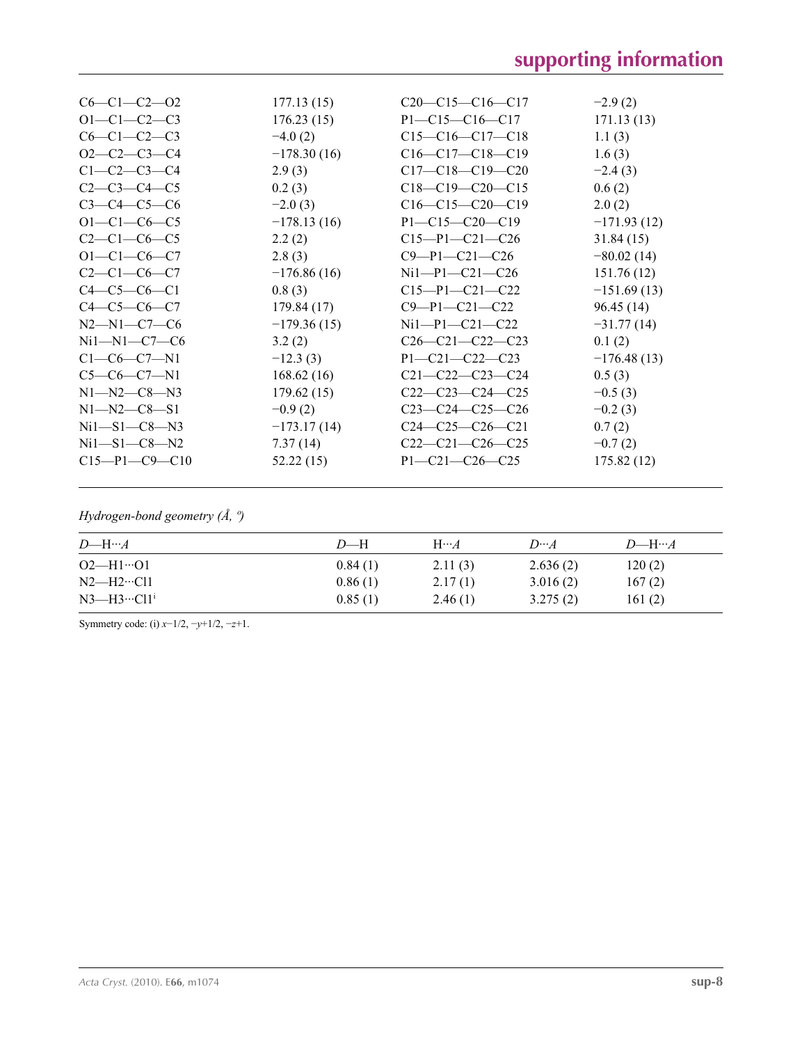| | | | |
|---|---|---|---|
| C6—C1—C2—O2 | 177.13 (15) | C20—C15—C16—C17 | −2.9 (2) |
| O1—C1—C2—C3 | 176.23 (15) | P1—C15—C16—C17 | 171.13 (13) |
| C6—C1—C2—C3 | −4.0 (2) | C15—C16—C17—C18 | 1.1 (3) |
| O2—C2—C3—C4 | −178.30 (16) | C16—C17—C18—C19 | 1.6 (3) |
| C1—C2—C3—C4 | 2.9 (3) | C17—C18—C19—C20 | −2.4 (3) |
| C2—C3—C4—C5 | 0.2 (3) | C18—C19—C20—C15 | 0.6 (2) |
| C3—C4—C5—C6 | −2.0 (3) | C16—C15—C20—C19 | 2.0 (2) |
| O1—C1—C6—C5 | −178.13 (16) | P1—C15—C20—C19 | −171.93 (12) |
| C2—C1—C6—C5 | 2.2 (2) | C15—P1—C21—C26 | 31.84 (15) |
| O1—C1—C6—C7 | 2.8 (3) | C9—P1—C21—C26 | −80.02 (14) |
| C2—C1—C6—C7 | −176.86 (16) | Ni1—P1—C21—C26 | 151.76 (12) |
| C4—C5—C6—C1 | 0.8 (3) | C15—P1—C21—C22 | −151.69 (13) |
| C4—C5—C6—C7 | 179.84 (17) | C9—P1—C21—C22 | 96.45 (14) |
| N2—N1—C7—C6 | −179.36 (15) | Ni1—P1—C21—C22 | −31.77 (14) |
| Ni1—N1—C7—C6 | 3.2 (2) | C26—C21—C22—C23 | 0.1 (2) |
| C1—C6—C7—N1 | −12.3 (3) | P1—C21—C22—C23 | −176.48 (13) |
| C5—C6—C7—N1 | 168.62 (16) | C21—C22—C23—C24 | 0.5 (3) |
| N1—N2—C8—N3 | 179.62 (15) | C22—C23—C24—C25 | −0.5 (3) |
| N1—N2—C8—S1 | −0.9 (2) | C23—C24—C25—C26 | −0.2 (3) |
| Ni1—S1—C8—N3 | −173.17 (14) | C24—C25—C26—C21 | 0.7 (2) |
| Ni1—S1—C8—N2 | 7.37 (14) | C22—C21—C26—C25 | −0.7 (2) |
| C15—P1—C9—C10 | 52.22 (15) | P1—C21—C26—C25 | 175.82 (12) |

*Hydrogen-bond geometry (Å, º)*

| *D*—H···*A* | *D*—H | H···*A* | *D*···*A* | *D*—H···*A* |
|---|---|---|---|---|
| O2—H1···O1 | 0.84 (1) | 2.11 (3) | 2.636 (2) | 120 (2) |
| N2—H2···Cl1 | 0.86 (1) | 2.17 (1) | 3.016 (2) | 167 (2) |
| N3—H3···Cl1[i] | 0.85 (1) | 2.46 (1) | 3.275 (2) | 161 (2) |

Symmetry code: (i) $x-1/2, -y+1/2, -z+1$.